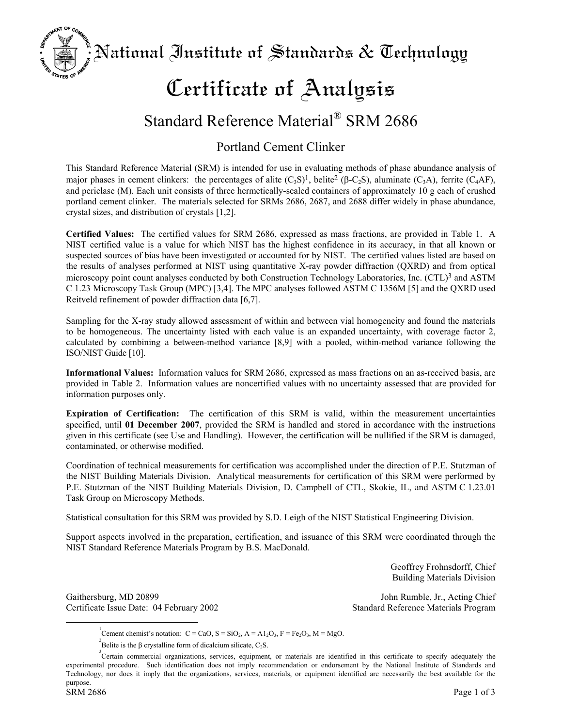# National Institute of Standards & Technology

# Certificate of Analysis

## Standard Reference Material® SRM 2686

### Portland Cement Clinker

This Standard Reference Material (SRM) is intended for use in evaluating methods of phase abundance analysis of major phases in cement clinkers: the percentages of alite ($C_3S$)[1], belite[2] ($\beta$-$C_2S$), aluminate ($C_3A$), ferrite ($C_4AF$), and periclase (M). Each unit consists of three hermetically-sealed containers of approximately 10 g each of crushed portland cement clinker. The materials selected for SRMs 2686, 2687, and 2688 differ widely in phase abundance, crystal sizes, and distribution of crystals [1,2].

**Certified Values:** The certified values for SRM 2686, expressed as mass fractions, are provided in Table 1. A NIST certified value is a value for which NIST has the highest confidence in its accuracy, in that all known or suspected sources of bias have been investigated or accounted for by NIST. The certified values listed are based on the results of analyses performed at NIST using quantitative X-ray powder diffraction (QXRD) and from optical microscopy point count analyses conducted by both Construction Technology Laboratories, Inc. (CTL)[3] and ASTM C 1.23 Microscopy Task Group (MPC) [3,4]. The MPC analyses followed ASTM C 1356M [5] and the QXRD used Reitveld refinement of powder diffraction data [6,7].

Sampling for the X-ray study allowed assessment of within and between vial homogeneity and found the materials to be homogeneous. The uncertainty listed with each value is an expanded uncertainty, with coverage factor 2, calculated by combining a between-method variance [8,9] with a pooled, within-method variance following the ISO/NIST Guide [10].

**Informational Values:** Information values for SRM 2686, expressed as mass fractions on an as-received basis, are provided in Table 2. Information values are noncertified values with no uncertainty assessed that are provided for information purposes only.

**Expiration of Certification:** The certification of this SRM is valid, within the measurement uncertainties specified, until **01 December 2007**, provided the SRM is handled and stored in accordance with the instructions given in this certificate (see Use and Handling). However, the certification will be nullified if the SRM is damaged, contaminated, or otherwise modified.

Coordination of technical measurements for certification was accomplished under the direction of P.E. Stutzman of the NIST Building Materials Division. Analytical measurements for certification of this SRM were performed by P.E. Stutzman of the NIST Building Materials Division, D. Campbell of CTL, Skokie, IL, and ASTM C 1.23.01 Task Group on Microscopy Methods.

Statistical consultation for this SRM was provided by S.D. Leigh of the NIST Statistical Engineering Division.

Support aspects involved in the preparation, certification, and issuance of this SRM were coordinated through the NIST Standard Reference Materials Program by B.S. MacDonald.

Geoffrey Frohnsdorff, Chief
Building Materials Division

Gaithersburg, MD 20899
Certificate Issue Date: 04 February 2002

John Rumble, Jr., Acting Chief
Standard Reference Materials Program

---

[1] Cement chemist's notation: C = CaO, S = $SiO_2$, A = $Al_2O_3$, F = $Fe_2O_3$, M = MgO.

[2] Belite is the $\beta$ crystalline form of dicalcium silicate, $C_2S$.

[3] Certain commercial organizations, services, equipment, or materials are identified in this certificate to specify adequately the experimental procedure. Such identification does not imply recommendation or endorsement by the National Institute of Standards and Technology, nor does it imply that the organizations, services, materials, or equipment identified are necessarily the best available for the purpose.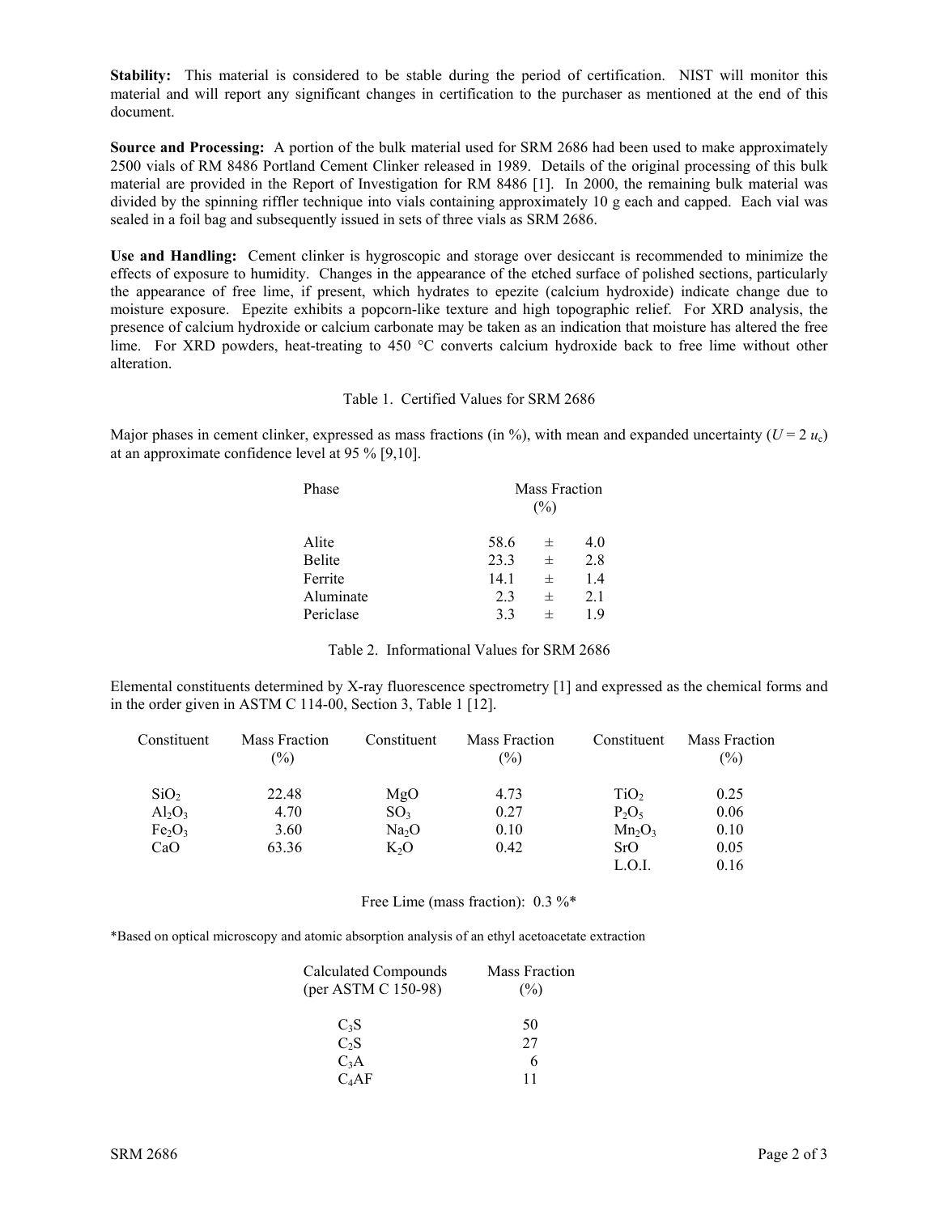**Stability:** This material is considered to be stable during the period of certification. NIST will monitor this material and will report any significant changes in certification to the purchaser as mentioned at the end of this document.

**Source and Processing:** A portion of the bulk material used for SRM 2686 had been used to make approximately 2500 vials of RM 8486 Portland Cement Clinker released in 1989. Details of the original processing of this bulk material are provided in the Report of Investigation for RM 8486 [1]. In 2000, the remaining bulk material was divided by the spinning riffler technique into vials containing approximately 10 g each and capped. Each vial was sealed in a foil bag and subsequently issued in sets of three vials as SRM 2686.

**Use and Handling:** Cement clinker is hygroscopic and storage over desiccant is recommended to minimize the effects of exposure to humidity. Changes in the appearance of the etched surface of polished sections, particularly the appearance of free lime, if present, which hydrates to epezite (calcium hydroxide) indicate change due to moisture exposure. Epezite exhibits a popcorn-like texture and high topographic relief. For XRD analysis, the presence of calcium hydroxide or calcium carbonate may be taken as an indication that moisture has altered the free lime. For XRD powders, heat-treating to 450 °C converts calcium hydroxide back to free lime without other alteration.

Table 1. Certified Values for SRM 2686

Major phases in cement clinker, expressed as mass fractions (in %), with mean and expanded uncertainty ($U = 2\,u_c$) at an approximate confidence level at 95 % [9,10].

| Phase | Mass Fraction (%) |
|---|---|
| Alite | 58.6 ± 4.0 |
| Belite | 23.3 ± 2.8 |
| Ferrite | 14.1 ± 1.4 |
| Aluminate | 2.3 ± 2.1 |
| Periclase | 3.3 ± 1.9 |

Table 2. Informational Values for SRM 2686

Elemental constituents determined by X-ray fluorescence spectrometry [1] and expressed as the chemical forms and in the order given in ASTM C 114-00, Section 3, Table 1 [12].

| Constituent | Mass Fraction (%) | Constituent | Mass Fraction (%) | Constituent | Mass Fraction (%) |
|---|---|---|---|---|---|
| $SiO_2$ | 22.48 | $MgO$ | 4.73 | $TiO_2$ | 0.25 |
| $Al_2O_3$ | 4.70 | $SO_3$ | 0.27 | $P_2O_5$ | 0.06 |
| $Fe_2O_3$ | 3.60 | $Na_2O$ | 0.10 | $Mn_2O_3$ | 0.10 |
| $CaO$ | 63.36 | $K_2O$ | 0.42 | $SrO$ | 0.05 |
| | | | | L.O.I. | 0.16 |

Free Lime (mass fraction): 0.3 %*

*Based on optical microscopy and atomic absorption analysis of an ethyl acetoacetate extraction

| Calculated Compounds (per ASTM C 150-98) | Mass Fraction (%) |
|---|---|
| $C_3S$ | 50 |
| $C_2S$ | 27 |
| $C_3A$ | 6 |
| $C_4AF$ | 11 |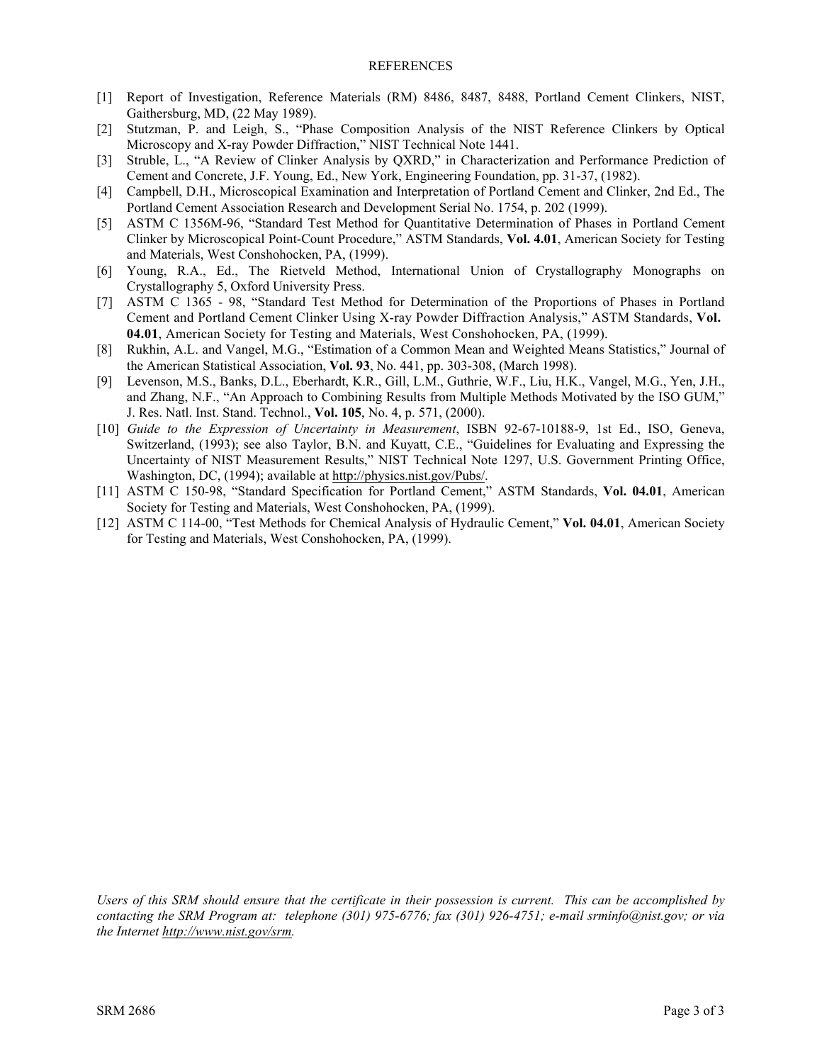# REFERENCES

[1] Report of Investigation, Reference Materials (RM) 8486, 8487, 8488, Portland Cement Clinkers, NIST, Gaithersburg, MD, (22 May 1989).

[2] Stutzman, P. and Leigh, S., "Phase Composition Analysis of the NIST Reference Clinkers by Optical Microscopy and X-ray Powder Diffraction," NIST Technical Note 1441.

[3] Struble, L., "A Review of Clinker Analysis by QXRD," in Characterization and Performance Prediction of Cement and Concrete, J.F. Young, Ed., New York, Engineering Foundation, pp. 31-37, (1982).

[4] Campbell, D.H., Microscopical Examination and Interpretation of Portland Cement and Clinker, 2nd Ed., The Portland Cement Association Research and Development Serial No. 1754, p. 202 (1999).

[5] ASTM C 1356M-96, "Standard Test Method for Quantitative Determination of Phases in Portland Cement Clinker by Microscopical Point-Count Procedure," ASTM Standards, **Vol. 4.01**, American Society for Testing and Materials, West Conshohocken, PA, (1999).

[6] Young, R.A., Ed., The Rietveld Method, International Union of Crystallography Monographs on Crystallography 5, Oxford University Press.

[7] ASTM C 1365 - 98, "Standard Test Method for Determination of the Proportions of Phases in Portland Cement and Portland Cement Clinker Using X-ray Powder Diffraction Analysis," ASTM Standards, **Vol. 04.01**, American Society for Testing and Materials, West Conshohocken, PA, (1999).

[8] Rukhin, A.L. and Vangel, M.G., "Estimation of a Common Mean and Weighted Means Statistics," Journal of the American Statistical Association, **Vol. 93**, No. 441, pp. 303-308, (March 1998).

[9] Levenson, M.S., Banks, D.L., Eberhardt, K.R., Gill, L.M., Guthrie, W.F., Liu, H.K., Vangel, M.G., Yen, J.H., and Zhang, N.F., "An Approach to Combining Results from Multiple Methods Motivated by the ISO GUM," J. Res. Natl. Inst. Stand. Technol., **Vol. 105**, No. 4, p. 571, (2000).

[10] *Guide to the Expression of Uncertainty in Measurement*, ISBN 92-67-10188-9, 1st Ed., ISO, Geneva, Switzerland, (1993); see also Taylor, B.N. and Kuyatt, C.E., "Guidelines for Evaluating and Expressing the Uncertainty of NIST Measurement Results," NIST Technical Note 1297, U.S. Government Printing Office, Washington, DC, (1994); available at http://physics.nist.gov/Pubs/.

[11] ASTM C 150-98, "Standard Specification for Portland Cement," ASTM Standards, **Vol. 04.01**, American Society for Testing and Materials, West Conshohocken, PA, (1999).

[12] ASTM C 114-00, "Test Methods for Chemical Analysis of Hydraulic Cement," **Vol. 04.01**, American Society for Testing and Materials, West Conshohocken, PA, (1999).

*Users of this SRM should ensure that the certificate in their possession is current. This can be accomplished by contacting the SRM Program at: telephone (301) 975-6776; fax (301) 926-4751; e-mail srminfo@nist.gov; or via the Internet http://www.nist.gov/srm.*